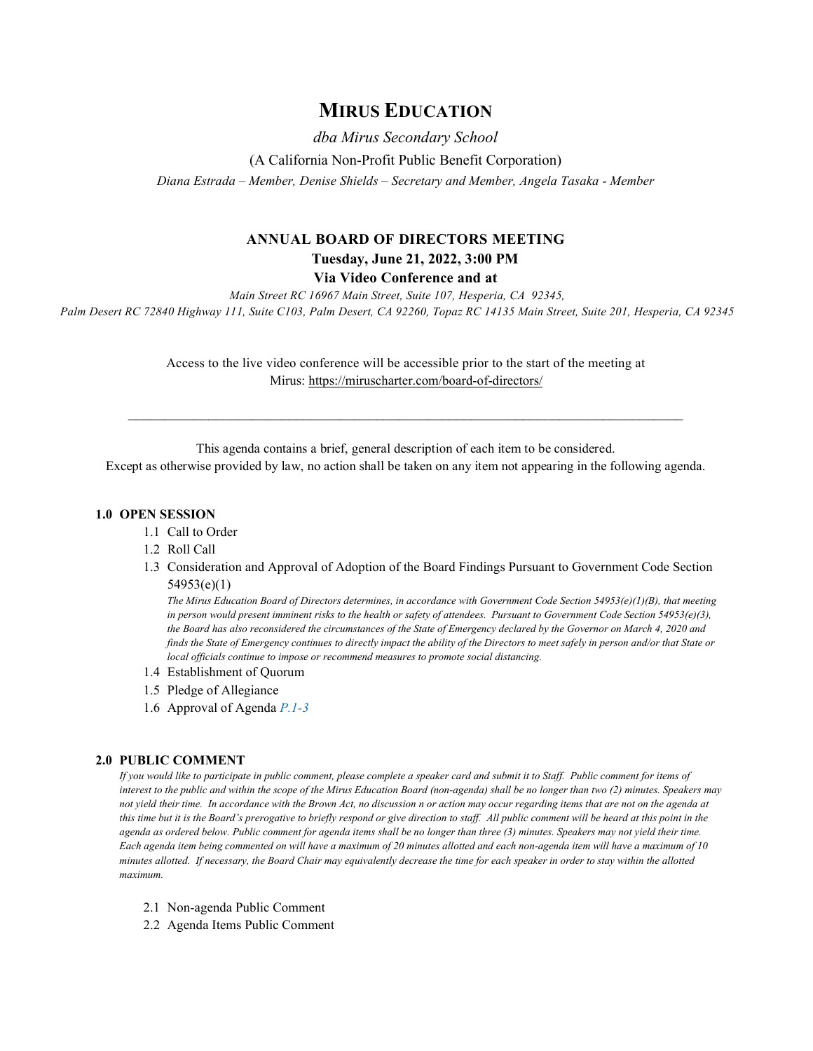# MIRUS EDUCATION

*dba Mirus Secondary School*

(A California Non-Profit Public Benefit Corporation)

*Diana Estrada – Member, Denise Shields – Secretary and Member, Angela Tasaka - Member*

## ANNUAL BOARD OF DIRECTORS MEETING

**Tuesday, June 21, 2022, 3:00 PM**

**Via Video Conference and at**

*Main Street RC 16967 Main Street, Suite 107, Hesperia, CA 92345,*
*Palm Desert RC 72840 Highway 111, Suite C103, Palm Desert, CA 92260, Topaz RC 14135 Main Street, Suite 201, Hesperia, CA 92345*

Access to the live video conference will be accessible prior to the start of the meeting at Mirus: https://miruscharter.com/board-of-directors/

---

This agenda contains a brief, general description of each item to be considered.
Except as otherwise provided by law, no action shall be taken on any item not appearing in the following agenda.

### 1.0 OPEN SESSION

1.1 Call to Order

1.2 Roll Call

1.3 Consideration and Approval of Adoption of the Board Findings Pursuant to Government Code Section 54953(e)(1)

*The Mirus Education Board of Directors determines, in accordance with Government Code Section 54953(e)(1)(B), that meeting in person would present imminent risks to the health or safety of attendees. Pursuant to Government Code Section 54953(e)(3), the Board has also reconsidered the circumstances of the State of Emergency declared by the Governor on March 4, 2020 and finds the State of Emergency continues to directly impact the ability of the Directors to meet safely in person and/or that State or local officials continue to impose or recommend measures to promote social distancing.*

1.4 Establishment of Quorum

1.5 Pledge of Allegiance

1.6 Approval of Agenda *P.1-3*

### 2.0 PUBLIC COMMENT

*If you would like to participate in public comment, please complete a speaker card and submit it to Staff. Public comment for items of interest to the public and within the scope of the Mirus Education Board (non-agenda) shall be no longer than two (2) minutes. Speakers may not yield their time. In accordance with the Brown Act, no discussion n or action may occur regarding items that are not on the agenda at this time but it is the Board's prerogative to briefly respond or give direction to staff. All public comment will be heard at this point in the agenda as ordered below. Public comment for agenda items shall be no longer than three (3) minutes. Speakers may not yield their time. Each agenda item being commented on will have a maximum of 20 minutes allotted and each non-agenda item will have a maximum of 10 minutes allotted. If necessary, the Board Chair may equivalently decrease the time for each speaker in order to stay within the allotted maximum.*

2.1 Non-agenda Public Comment

2.2 Agenda Items Public Comment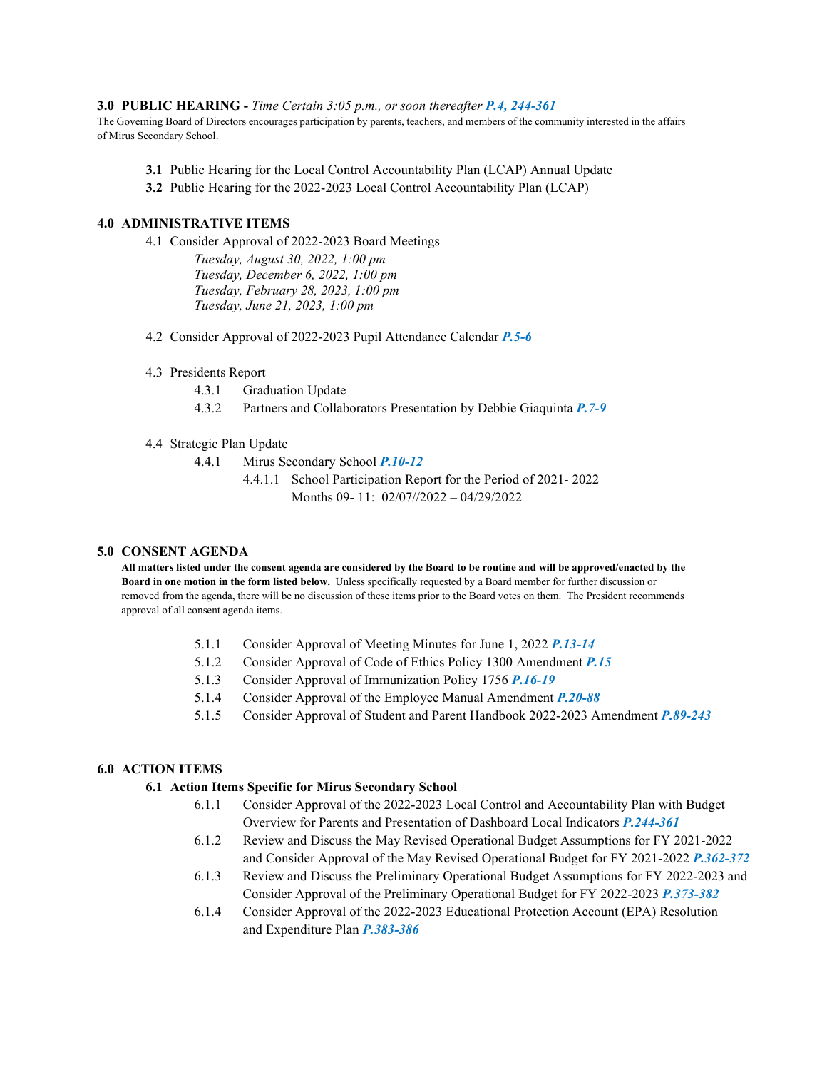## 3.0 PUBLIC HEARING - *Time Certain 3:05 p.m., or soon thereafter* ***P.4, 244-361***

The Governing Board of Directors encourages participation by parents, teachers, and members of the community interested in the affairs of Mirus Secondary School.

- **3.1** Public Hearing for the Local Control Accountability Plan (LCAP) Annual Update
- **3.2** Public Hearing for the 2022-2023 Local Control Accountability Plan (LCAP)

## 4.0 ADMINISTRATIVE ITEMS

4.1 Consider Approval of 2022-2023 Board Meetings

*Tuesday, August 30, 2022, 1:00 pm*
*Tuesday, December 6, 2022, 1:00 pm*
*Tuesday, February 28, 2023, 1:00 pm*
*Tuesday, June 21, 2023, 1:00 pm*

4.2 Consider Approval of 2022-2023 Pupil Attendance Calendar ***P.5-6***

4.3 Presidents Report

- 4.3.1 Graduation Update
- 4.3.2 Partners and Collaborators Presentation by Debbie Giaquinta ***P.7-9***

4.4 Strategic Plan Update

- 4.4.1 Mirus Secondary School ***P.10-12***
  - 4.4.1.1 School Participation Report for the Period of 2021- 2022 Months 09- 11: 02/07//2022 – 04/29/2022

## 5.0 CONSENT AGENDA

**All matters listed under the consent agenda are considered by the Board to be routine and will be approved/enacted by the Board in one motion in the form listed below.** Unless specifically requested by a Board member for further discussion or removed from the agenda, there will be no discussion of these items prior to the Board votes on them. The President recommends approval of all consent agenda items.

- 5.1.1 Consider Approval of Meeting Minutes for June 1, 2022 ***P.13-14***
- 5.1.2 Consider Approval of Code of Ethics Policy 1300 Amendment ***P.15***
- 5.1.3 Consider Approval of Immunization Policy 1756 ***P.16-19***
- 5.1.4 Consider Approval of the Employee Manual Amendment ***P.20-88***
- 5.1.5 Consider Approval of Student and Parent Handbook 2022-2023 Amendment ***P.89-243***

## 6.0 ACTION ITEMS

### 6.1 Action Items Specific for Mirus Secondary School

- 6.1.1 Consider Approval of the 2022-2023 Local Control and Accountability Plan with Budget Overview for Parents and Presentation of Dashboard Local Indicators ***P.244-361***
- 6.1.2 Review and Discuss the May Revised Operational Budget Assumptions for FY 2021-2022 and Consider Approval of the May Revised Operational Budget for FY 2021-2022 ***P.362-372***
- 6.1.3 Review and Discuss the Preliminary Operational Budget Assumptions for FY 2022-2023 and Consider Approval of the Preliminary Operational Budget for FY 2022-2023 ***P.373-382***
- 6.1.4 Consider Approval of the 2022-2023 Educational Protection Account (EPA) Resolution and Expenditure Plan ***P.383-386***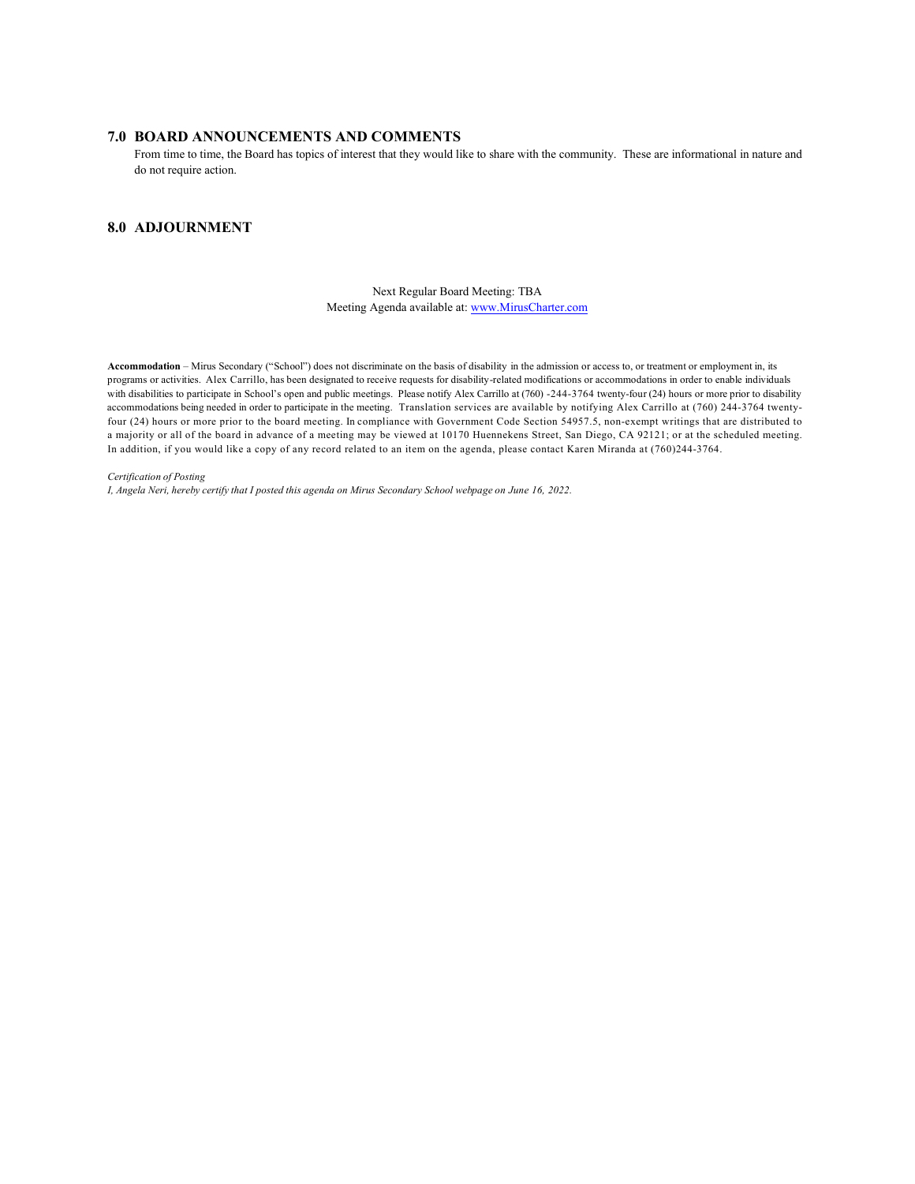## 7.0 BOARD ANNOUNCEMENTS AND COMMENTS

From time to time, the Board has topics of interest that they would like to share with the community. These are informational in nature and do not require action.

## 8.0 ADJOURNMENT

Next Regular Board Meeting: TBA
Meeting Agenda available at: www.MirusCharter.com

**Accommodation** – Mirus Secondary ("School") does not discriminate on the basis of disability in the admission or access to, or treatment or employment in, its programs or activities. Alex Carrillo, has been designated to receive requests for disability-related modifications or accommodations in order to enable individuals with disabilities to participate in School's open and public meetings. Please notify Alex Carrillo at (760) -244-3764 twenty-four (24) hours or more prior to disability accommodations being needed in order to participate in the meeting. Translation services are available by notifying Alex Carrillo at (760) 244-3764 twenty-four (24) hours or more prior to the board meeting. In compliance with Government Code Section 54957.5, non-exempt writings that are distributed to a majority or all of the board in advance of a meeting may be viewed at 10170 Huennekens Street, San Diego, CA 92121; or at the scheduled meeting. In addition, if you would like a copy of any record related to an item on the agenda, please contact Karen Miranda at (760)244-3764.

*Certification of Posting*
*I, Angela Neri, hereby certify that I posted this agenda on Mirus Secondary School webpage on June 16, 2022.*